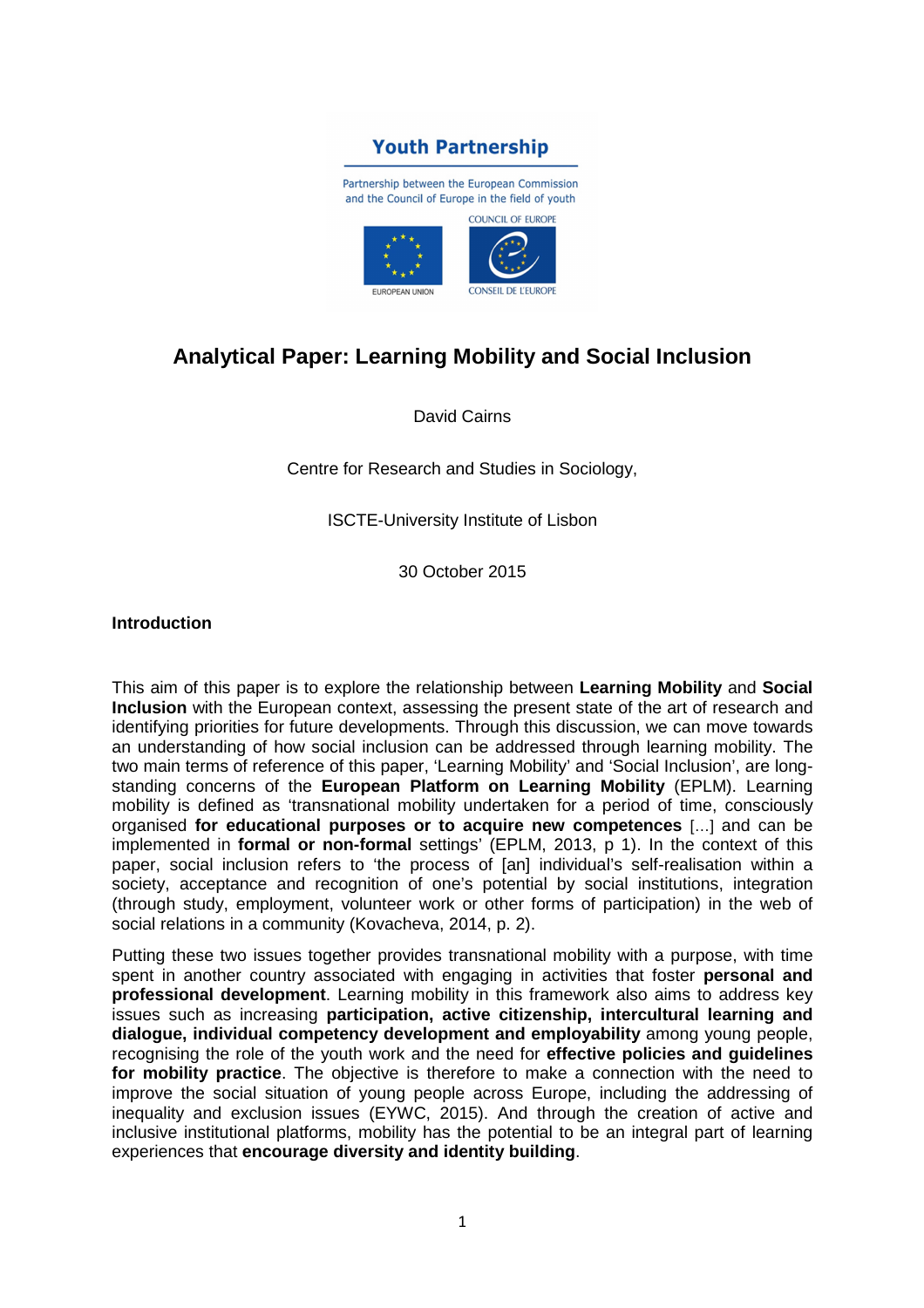Youth Partnership

Partnership between the European Commission and the Council of Europe in the field of youth

# Analytical Paper: Learning Mobility and Social Inclusion

David Cairns

Centre for Research and Studies in Sociology,

ISCTE-University Institute of Lisbon

30 October 2015

## Introduction

This aim of this paper is to explore the relationship between **Learning Mobility** and **Social Inclusion** with the European context, assessing the present state of the art of research and identifying priorities for future developments. Through this discussion, we can move towards an understanding of how social inclusion can be addressed through learning mobility. The two main terms of reference of this paper, 'Learning Mobility' and 'Social Inclusion', are long-standing concerns of the **European Platform on Learning Mobility** (EPLM). Learning mobility is defined as 'transnational mobility undertaken for a period of time, consciously organised **for educational purposes or to acquire new competences** [...] and can be implemented in **formal or non-formal** settings' (EPLM, 2013, p 1). In the context of this paper, social inclusion refers to 'the process of [an] individual's self-realisation within a society, acceptance and recognition of one's potential by social institutions, integration (through study, employment, volunteer work or other forms of participation) in the web of social relations in a community (Kovacheva, 2014, p. 2).

Putting these two issues together provides transnational mobility with a purpose, with time spent in another country associated with engaging in activities that foster **personal and professional development**. Learning mobility in this framework also aims to address key issues such as increasing **participation, active citizenship, intercultural learning and dialogue, individual competency development and employability** among young people, recognising the role of the youth work and the need for **effective policies and guidelines for mobility practice**. The objective is therefore to make a connection with the need to improve the social situation of young people across Europe, including the addressing of inequality and exclusion issues (EYWC, 2015). And through the creation of active and inclusive institutional platforms, mobility has the potential to be an integral part of learning experiences that **encourage diversity and identity building**.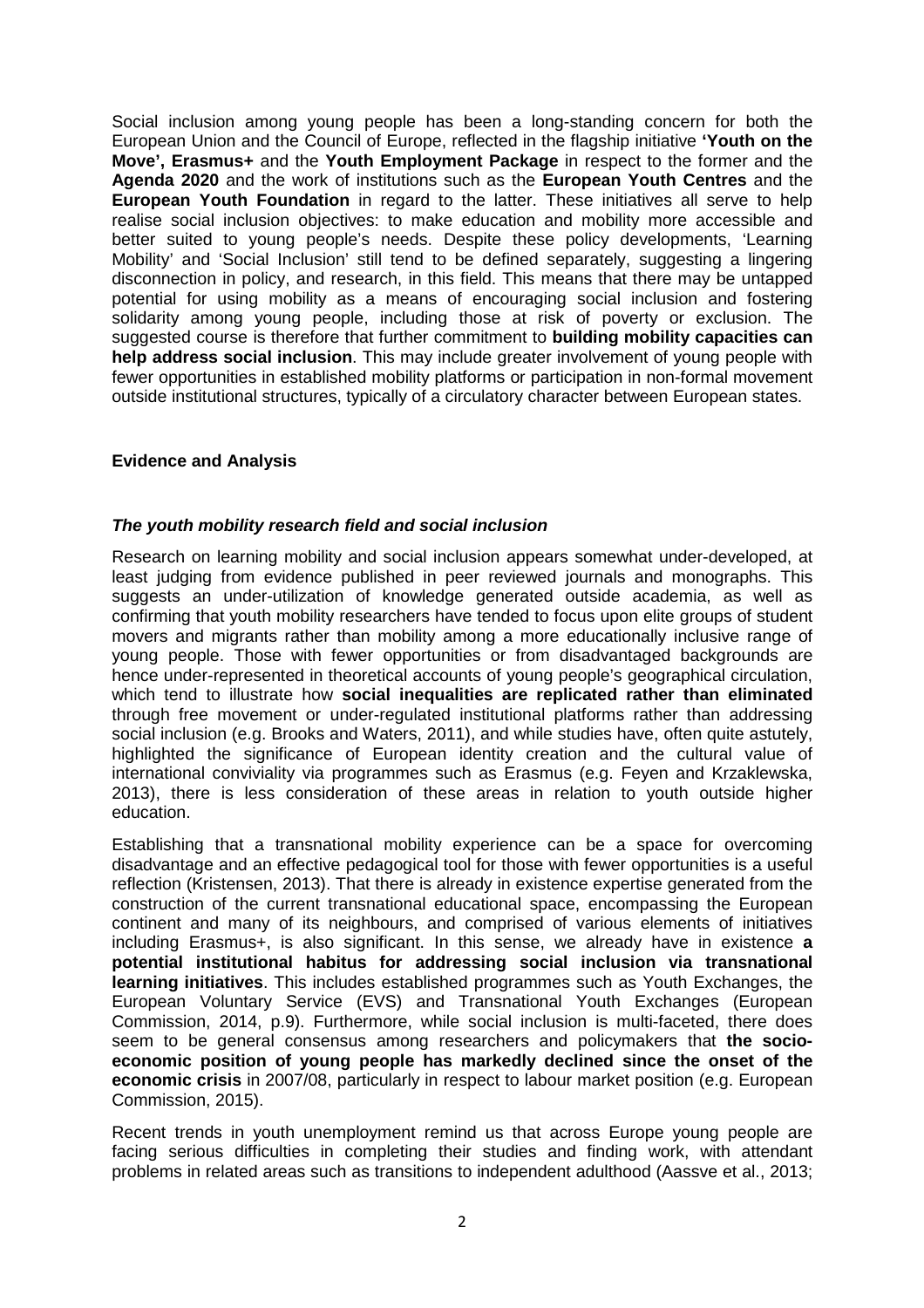Social inclusion among young people has been a long-standing concern for both the European Union and the Council of Europe, reflected in the flagship initiative **'Youth on the Move', Erasmus+** and the **Youth Employment Package** in respect to the former and the **Agenda 2020** and the work of institutions such as the **European Youth Centres** and the **European Youth Foundation** in regard to the latter. These initiatives all serve to help realise social inclusion objectives: to make education and mobility more accessible and better suited to young people's needs. Despite these policy developments, 'Learning Mobility' and 'Social Inclusion' still tend to be defined separately, suggesting a lingering disconnection in policy, and research, in this field. This means that there may be untapped potential for using mobility as a means of encouraging social inclusion and fostering solidarity among young people, including those at risk of poverty or exclusion. The suggested course is therefore that further commitment to **building mobility capacities can help address social inclusion**. This may include greater involvement of young people with fewer opportunities in established mobility platforms or participation in non-formal movement outside institutional structures, typically of a circulatory character between European states.

## Evidence and Analysis

### *The youth mobility research field and social inclusion*

Research on learning mobility and social inclusion appears somewhat under-developed, at least judging from evidence published in peer reviewed journals and monographs. This suggests an under-utilization of knowledge generated outside academia, as well as confirming that youth mobility researchers have tended to focus upon elite groups of student movers and migrants rather than mobility among a more educationally inclusive range of young people. Those with fewer opportunities or from disadvantaged backgrounds are hence under-represented in theoretical accounts of young people's geographical circulation, which tend to illustrate how **social inequalities are replicated rather than eliminated** through free movement or under-regulated institutional platforms rather than addressing social inclusion (e.g. Brooks and Waters, 2011), and while studies have, often quite astutely, highlighted the significance of European identity creation and the cultural value of international conviviality via programmes such as Erasmus (e.g. Feyen and Krzaklewska, 2013), there is less consideration of these areas in relation to youth outside higher education.

Establishing that a transnational mobility experience can be a space for overcoming disadvantage and an effective pedagogical tool for those with fewer opportunities is a useful reflection (Kristensen, 2013). That there is already in existence expertise generated from the construction of the current transnational educational space, encompassing the European continent and many of its neighbours, and comprised of various elements of initiatives including Erasmus+, is also significant. In this sense, we already have in existence **a potential institutional habitus for addressing social inclusion via transnational learning initiatives**. This includes established programmes such as Youth Exchanges, the European Voluntary Service (EVS) and Transnational Youth Exchanges (European Commission, 2014, p.9). Furthermore, while social inclusion is multi-faceted, there does seem to be general consensus among researchers and policymakers that **the socio-economic position of young people has markedly declined since the onset of the economic crisis** in 2007/08, particularly in respect to labour market position (e.g. European Commission, 2015).

Recent trends in youth unemployment remind us that across Europe young people are facing serious difficulties in completing their studies and finding work, with attendant problems in related areas such as transitions to independent adulthood (Aassve et al., 2013;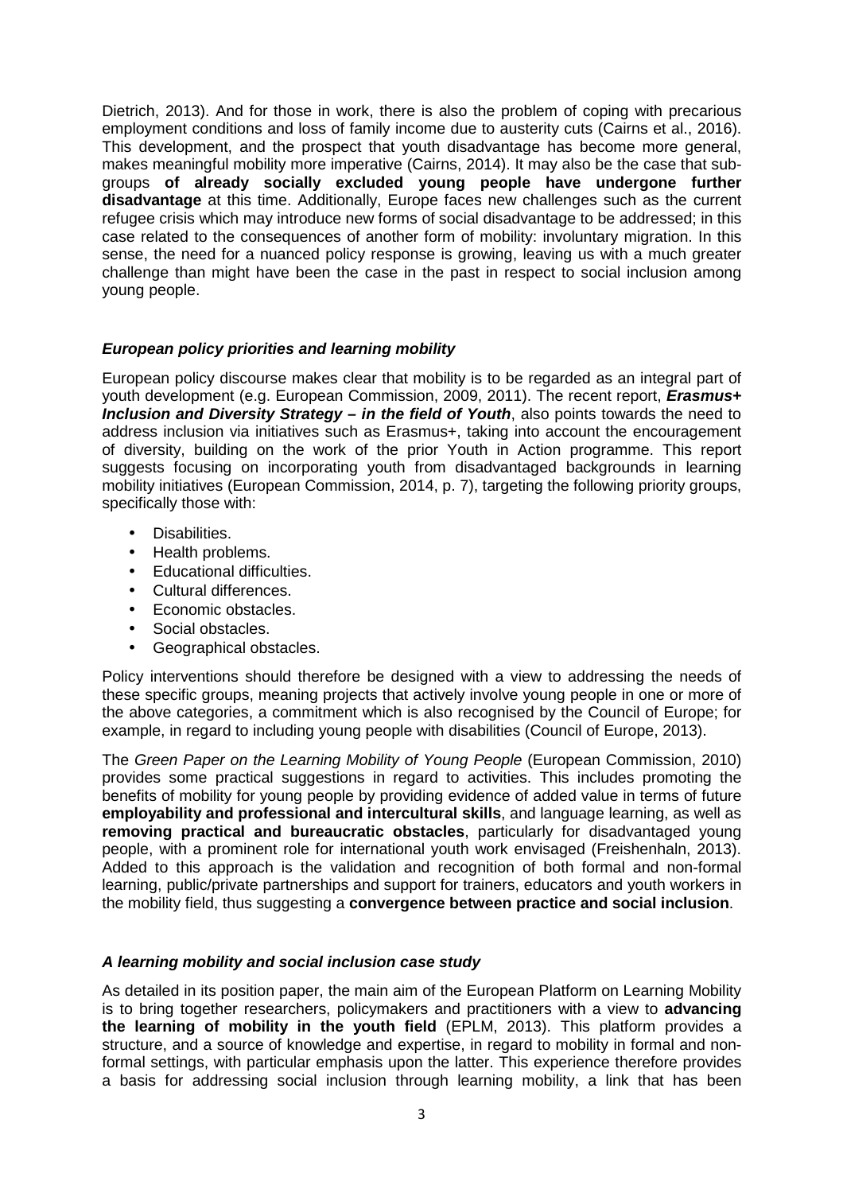Dietrich, 2013). And for those in work, there is also the problem of coping with precarious employment conditions and loss of family income due to austerity cuts (Cairns et al., 2016). This development, and the prospect that youth disadvantage has become more general, makes meaningful mobility more imperative (Cairns, 2014). It may also be the case that sub-groups **of already socially excluded young people have undergone further disadvantage** at this time. Additionally, Europe faces new challenges such as the current refugee crisis which may introduce new forms of social disadvantage to be addressed; in this case related to the consequences of another form of mobility: involuntary migration. In this sense, the need for a nuanced policy response is growing, leaving us with a much greater challenge than might have been the case in the past in respect to social inclusion among young people.

### ***European policy priorities and learning mobility***

European policy discourse makes clear that mobility is to be regarded as an integral part of youth development (e.g. European Commission, 2009, 2011). The recent report, ***Erasmus+ Inclusion and Diversity Strategy – in the field of Youth***, also points towards the need to address inclusion via initiatives such as Erasmus+, taking into account the encouragement of diversity, building on the work of the prior Youth in Action programme. This report suggests focusing on incorporating youth from disadvantaged backgrounds in learning mobility initiatives (European Commission, 2014, p. 7), targeting the following priority groups, specifically those with:

- Disabilities.
- Health problems.
- Educational difficulties.
- Cultural differences.
- Economic obstacles.
- Social obstacles.
- Geographical obstacles.

Policy interventions should therefore be designed with a view to addressing the needs of these specific groups, meaning projects that actively involve young people in one or more of the above categories, a commitment which is also recognised by the Council of Europe; for example, in regard to including young people with disabilities (Council of Europe, 2013).

The *Green Paper on the Learning Mobility of Young People* (European Commission, 2010) provides some practical suggestions in regard to activities. This includes promoting the benefits of mobility for young people by providing evidence of added value in terms of future **employability and professional and intercultural skills**, and language learning, as well as **removing practical and bureaucratic obstacles**, particularly for disadvantaged young people, with a prominent role for international youth work envisaged (Freishenhaln, 2013). Added to this approach is the validation and recognition of both formal and non-formal learning, public/private partnerships and support for trainers, educators and youth workers in the mobility field, thus suggesting a **convergence between practice and social inclusion**.

### ***A learning mobility and social inclusion case study***

As detailed in its position paper, the main aim of the European Platform on Learning Mobility is to bring together researchers, policymakers and practitioners with a view to **advancing the learning of mobility in the youth field** (EPLM, 2013). This platform provides a structure, and a source of knowledge and expertise, in regard to mobility in formal and non-formal settings, with particular emphasis upon the latter. This experience therefore provides a basis for addressing social inclusion through learning mobility, a link that has been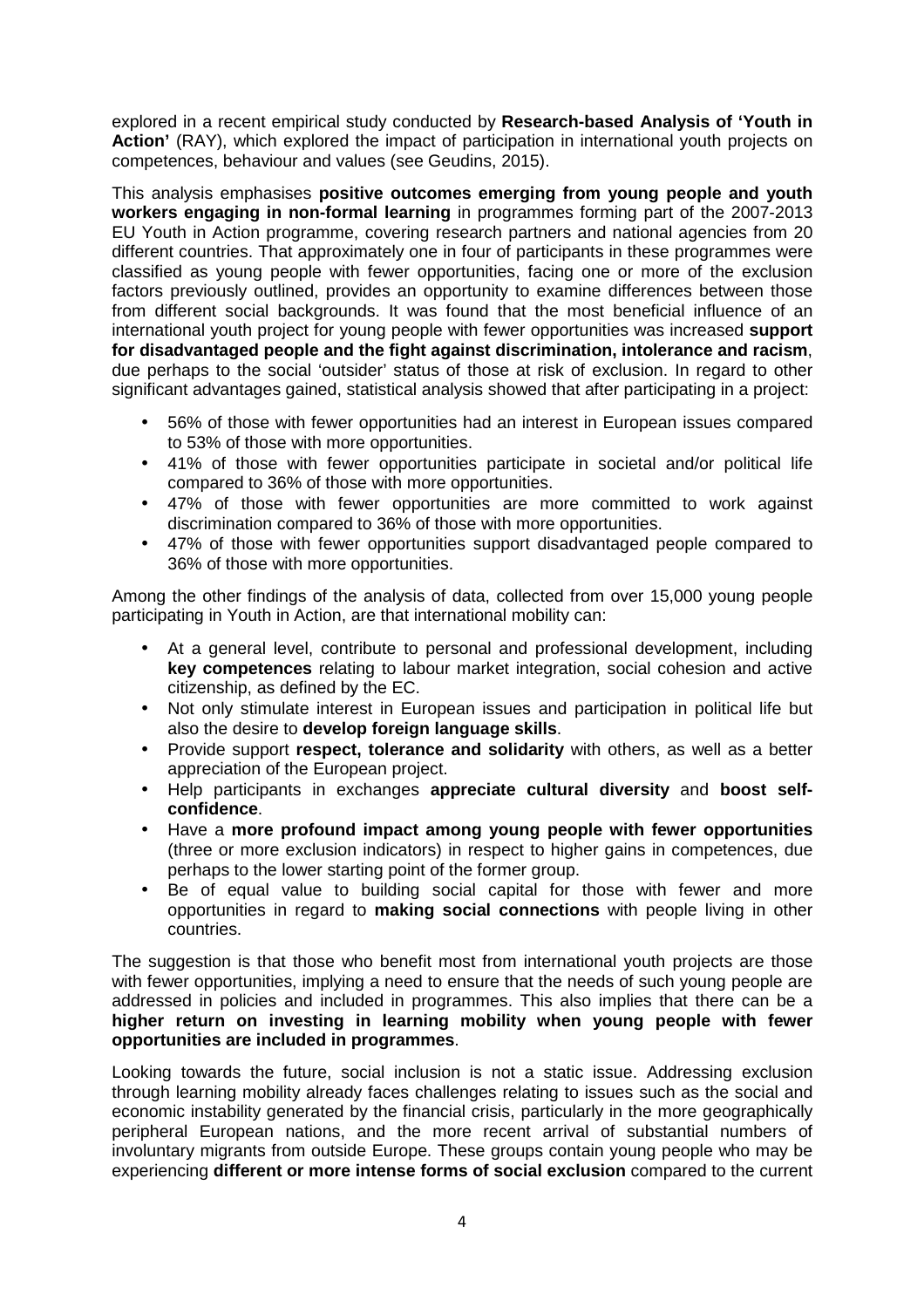explored in a recent empirical study conducted by **Research-based Analysis of 'Youth in Action'** (RAY), which explored the impact of participation in international youth projects on competences, behaviour and values (see Geudins, 2015).

This analysis emphasises **positive outcomes emerging from young people and youth workers engaging in non-formal learning** in programmes forming part of the 2007-2013 EU Youth in Action programme, covering research partners and national agencies from 20 different countries. That approximately one in four of participants in these programmes were classified as young people with fewer opportunities, facing one or more of the exclusion factors previously outlined, provides an opportunity to examine differences between those from different social backgrounds. It was found that the most beneficial influence of an international youth project for young people with fewer opportunities was increased **support for disadvantaged people and the fight against discrimination, intolerance and racism**, due perhaps to the social 'outsider' status of those at risk of exclusion. In regard to other significant advantages gained, statistical analysis showed that after participating in a project:

- 56% of those with fewer opportunities had an interest in European issues compared to 53% of those with more opportunities.
- 41% of those with fewer opportunities participate in societal and/or political life compared to 36% of those with more opportunities.
- 47% of those with fewer opportunities are more committed to work against discrimination compared to 36% of those with more opportunities.
- 47% of those with fewer opportunities support disadvantaged people compared to 36% of those with more opportunities.

Among the other findings of the analysis of data, collected from over 15,000 young people participating in Youth in Action, are that international mobility can:

- At a general level, contribute to personal and professional development, including **key competences** relating to labour market integration, social cohesion and active citizenship, as defined by the EC.
- Not only stimulate interest in European issues and participation in political life but also the desire to **develop foreign language skills**.
- Provide support **respect, tolerance and solidarity** with others, as well as a better appreciation of the European project.
- Help participants in exchanges **appreciate cultural diversity** and **boost self-confidence**.
- Have a **more profound impact among young people with fewer opportunities** (three or more exclusion indicators) in respect to higher gains in competences, due perhaps to the lower starting point of the former group.
- Be of equal value to building social capital for those with fewer and more opportunities in regard to **making social connections** with people living in other countries.

The suggestion is that those who benefit most from international youth projects are those with fewer opportunities, implying a need to ensure that the needs of such young people are addressed in policies and included in programmes. This also implies that there can be a **higher return on investing in learning mobility when young people with fewer opportunities are included in programmes**.

Looking towards the future, social inclusion is not a static issue. Addressing exclusion through learning mobility already faces challenges relating to issues such as the social and economic instability generated by the financial crisis, particularly in the more geographically peripheral European nations, and the more recent arrival of substantial numbers of involuntary migrants from outside Europe. These groups contain young people who may be experiencing **different or more intense forms of social exclusion** compared to the current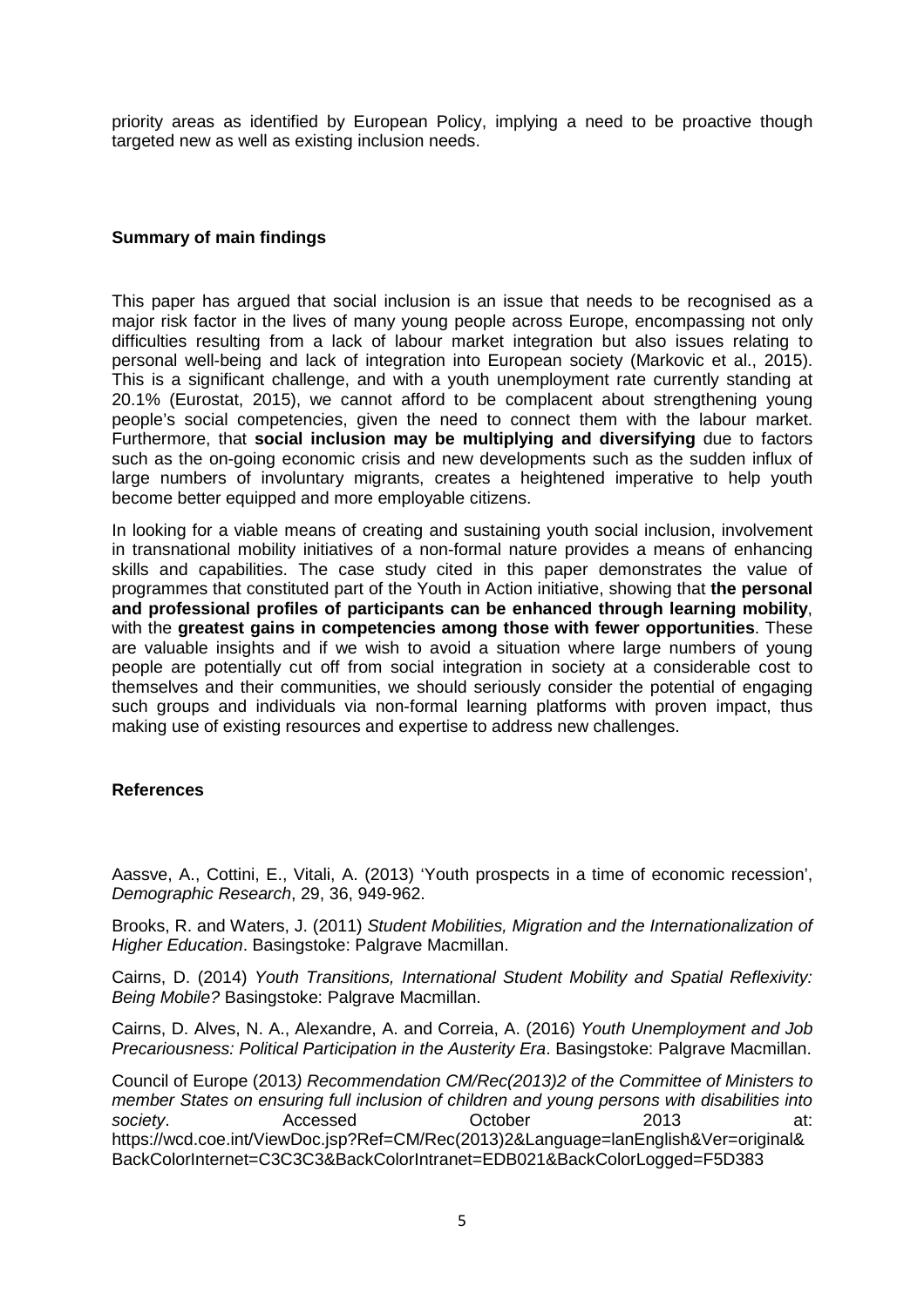priority areas as identified by European Policy, implying a need to be proactive though targeted new as well as existing inclusion needs.

## Summary of main findings

This paper has argued that social inclusion is an issue that needs to be recognised as a major risk factor in the lives of many young people across Europe, encompassing not only difficulties resulting from a lack of labour market integration but also issues relating to personal well-being and lack of integration into European society (Markovic et al., 2015). This is a significant challenge, and with a youth unemployment rate currently standing at 20.1% (Eurostat, 2015), we cannot afford to be complacent about strengthening young people's social competencies, given the need to connect them with the labour market. Furthermore, that **social inclusion may be multiplying and diversifying** due to factors such as the on-going economic crisis and new developments such as the sudden influx of large numbers of involuntary migrants, creates a heightened imperative to help youth become better equipped and more employable citizens.

In looking for a viable means of creating and sustaining youth social inclusion, involvement in transnational mobility initiatives of a non-formal nature provides a means of enhancing skills and capabilities. The case study cited in this paper demonstrates the value of programmes that constituted part of the Youth in Action initiative, showing that **the personal and professional profiles of participants can be enhanced through learning mobility**, with the **greatest gains in competencies among those with fewer opportunities**. These are valuable insights and if we wish to avoid a situation where large numbers of young people are potentially cut off from social integration in society at a considerable cost to themselves and their communities, we should seriously consider the potential of engaging such groups and individuals via non-formal learning platforms with proven impact, thus making use of existing resources and expertise to address new challenges.

## References

Aassve, A., Cottini, E., Vitali, A. (2013) 'Youth prospects in a time of economic recession', *Demographic Research*, 29, 36, 949-962.

Brooks, R. and Waters, J. (2011) *Student Mobilities, Migration and the Internationalization of Higher Education*. Basingstoke: Palgrave Macmillan.

Cairns, D. (2014) *Youth Transitions, International Student Mobility and Spatial Reflexivity: Being Mobile?* Basingstoke: Palgrave Macmillan.

Cairns, D. Alves, N. A., Alexandre, A. and Correia, A. (2016) *Youth Unemployment and Job Precariousness: Political Participation in the Austerity Era*. Basingstoke: Palgrave Macmillan.

Council of Europe (2013*) Recommendation CM/Rec(2013)2 of the Committee of Ministers to member States on ensuring full inclusion of children and young persons with disabilities into society*. Accessed October 2013 at: https://wcd.coe.int/ViewDoc.jsp?Ref=CM/Rec(2013)2&Language=lanEnglish&Ver=original&BackColorInternet=C3C3C3&BackColorIntranet=EDB021&BackColorLogged=F5D383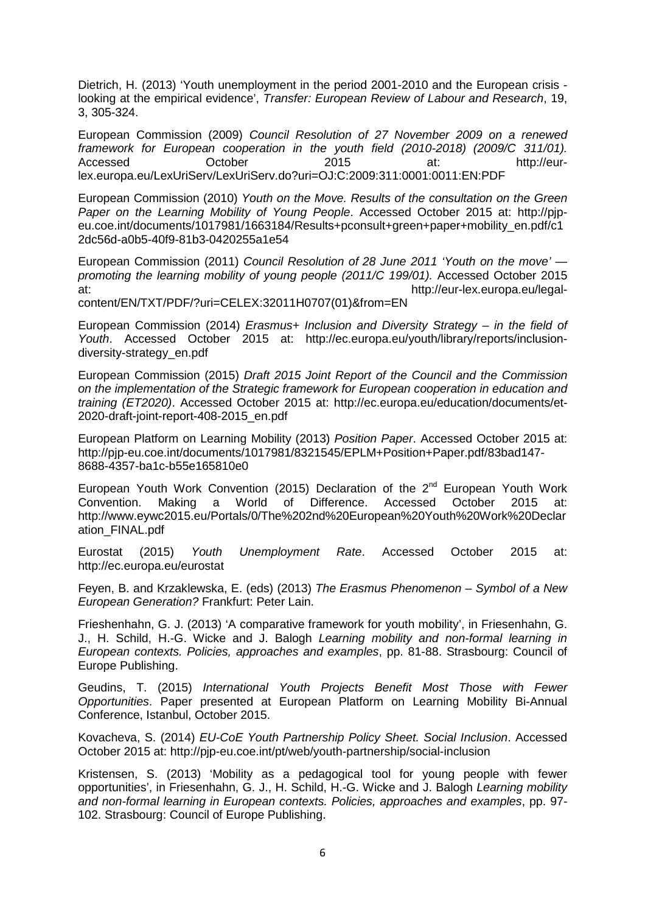Dietrich, H. (2013) 'Youth unemployment in the period 2001-2010 and the European crisis - looking at the empirical evidence', *Transfer: European Review of Labour and Research*, 19, 3, 305-324.

European Commission (2009) *Council Resolution of 27 November 2009 on a renewed framework for European cooperation in the youth field (2010-2018) (2009/C 311/01).* Accessed October 2015 at: http://eur-lex.europa.eu/LexUriServ/LexUriServ.do?uri=OJ:C:2009:311:0001:0011:EN:PDF

European Commission (2010) *Youth on the Move. Results of the consultation on the Green Paper on the Learning Mobility of Young People*. Accessed October 2015 at: http://pjp-eu.coe.int/documents/1017981/1663184/Results+pconsult+green+paper+mobility_en.pdf/c12dc56d-a0b5-40f9-81b3-0420255a1e54

European Commission (2011) *Council Resolution of 28 June 2011 'Youth on the move' — promoting the learning mobility of young people (2011/C 199/01).* Accessed October 2015 at: http://eur-lex.europa.eu/legal-content/EN/TXT/PDF/?uri=CELEX:32011H0707(01)&from=EN

European Commission (2014) *Erasmus+ Inclusion and Diversity Strategy – in the field of Youth*. Accessed October 2015 at: http://ec.europa.eu/youth/library/reports/inclusion-diversity-strategy_en.pdf

European Commission (2015) *Draft 2015 Joint Report of the Council and the Commission on the implementation of the Strategic framework for European cooperation in education and training (ET2020)*. Accessed October 2015 at: http://ec.europa.eu/education/documents/et-2020-draft-joint-report-408-2015_en.pdf

European Platform on Learning Mobility (2013) *Position Paper*. Accessed October 2015 at: http://pjp-eu.coe.int/documents/1017981/8321545/EPLM+Position+Paper.pdf/83bad147-8688-4357-ba1c-b55e165810e0

European Youth Work Convention (2015) Declaration of the 2nd European Youth Work Convention. Making a World of Difference. Accessed October 2015 at: http://www.eywc2015.eu/Portals/0/The%202nd%20European%20Youth%20Work%20Declaration_FINAL.pdf

Eurostat (2015) *Youth Unemployment Rate*. Accessed October 2015 at: http://ec.europa.eu/eurostat

Feyen, B. and Krzaklewska, E. (eds) (2013) *The Erasmus Phenomenon – Symbol of a New European Generation?* Frankfurt: Peter Lain.

Frieshenhahn, G. J. (2013) 'A comparative framework for youth mobility', in Friesenhahn, G. J., H. Schild, H.-G. Wicke and J. Balogh *Learning mobility and non-formal learning in European contexts. Policies, approaches and examples*, pp. 81-88. Strasbourg: Council of Europe Publishing.

Geudins, T. (2015) *International Youth Projects Benefit Most Those with Fewer Opportunities*. Paper presented at European Platform on Learning Mobility Bi-Annual Conference, Istanbul, October 2015.

Kovacheva, S. (2014) *EU-CoE Youth Partnership Policy Sheet. Social Inclusion*. Accessed October 2015 at: http://pjp-eu.coe.int/pt/web/youth-partnership/social-inclusion

Kristensen, S. (2013) 'Mobility as a pedagogical tool for young people with fewer opportunities', in Friesenhahn, G. J., H. Schild, H.-G. Wicke and J. Balogh *Learning mobility and non-formal learning in European contexts. Policies, approaches and examples*, pp. 97-102. Strasbourg: Council of Europe Publishing.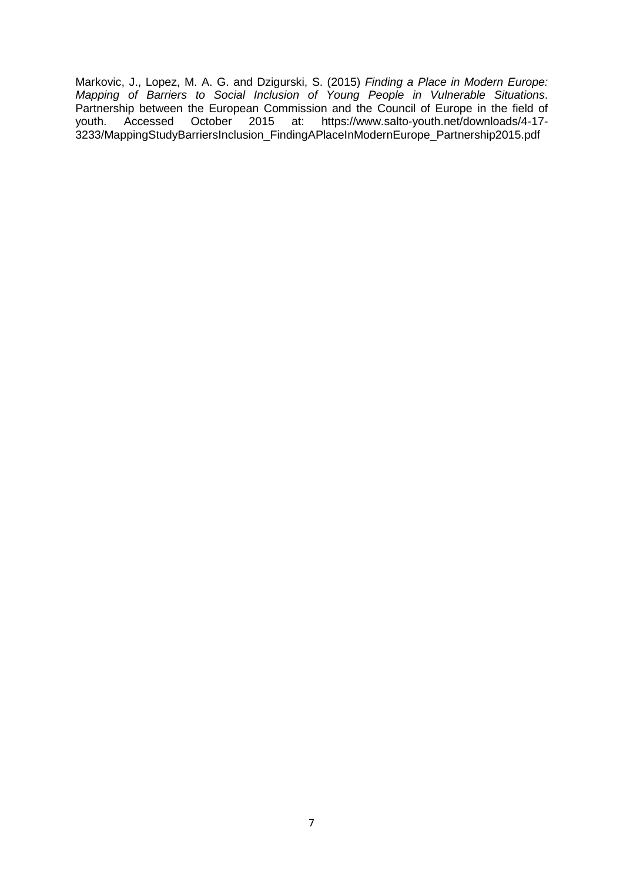Markovic, J., Lopez, M. A. G. and Dzigurski, S. (2015) *Finding a Place in Modern Europe: Mapping of Barriers to Social Inclusion of Young People in Vulnerable Situations*. Partnership between the European Commission and the Council of Europe in the field of youth. Accessed October 2015 at: https://www.salto-youth.net/downloads/4-17-3233/MappingStudyBarriersInclusion_FindingAPlaceInModernEurope_Partnership2015.pdf